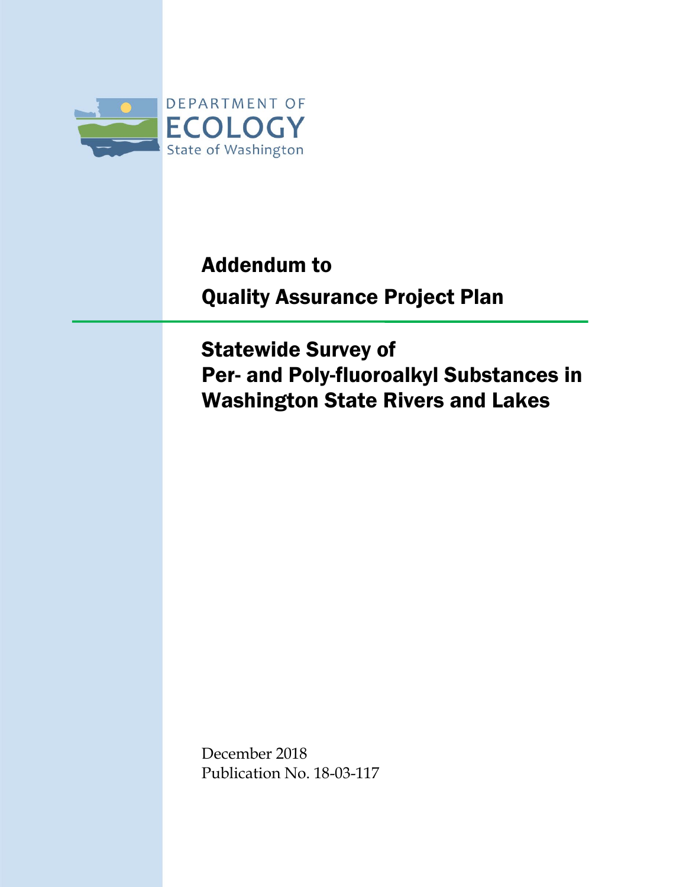DEPARTMENT OF
ECOLOGY
State of Washington

# Addendum to Quality Assurance Project Plan

## Statewide Survey of Per- and Poly-fluoroalkyl Substances in Washington State Rivers and Lakes

December 2018
Publication No. 18-03-117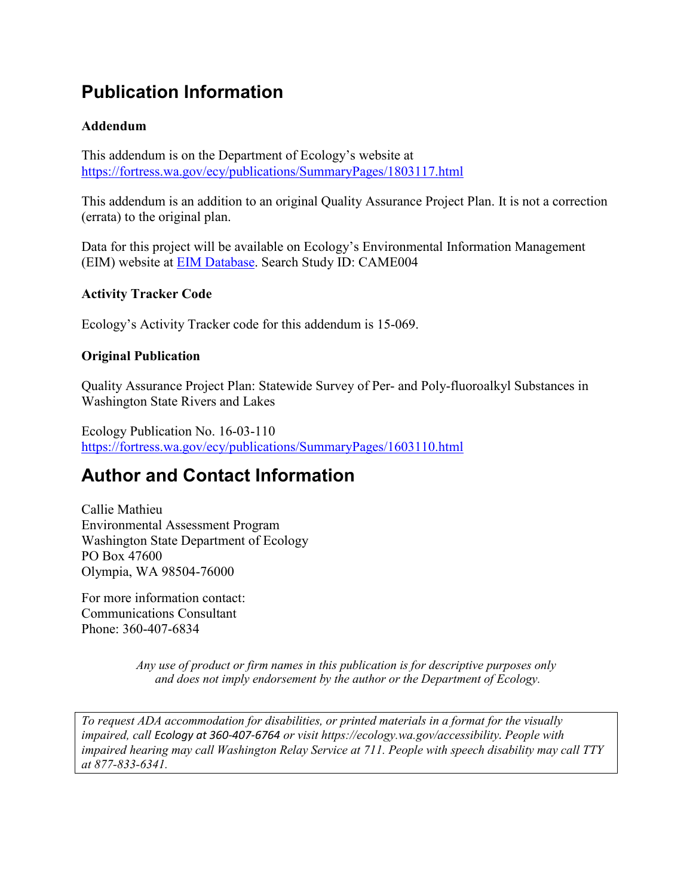# Publication Information

**Addendum**

This addendum is on the Department of Ecology's website at
https://fortress.wa.gov/ecy/publications/SummaryPages/1803117.html

This addendum is an addition to an original Quality Assurance Project Plan. It is not a correction (errata) to the original plan.

Data for this project will be available on Ecology's Environmental Information Management (EIM) website at EIM Database. Search Study ID: CAME004

**Activity Tracker Code**

Ecology's Activity Tracker code for this addendum is 15-069.

**Original Publication**

Quality Assurance Project Plan: Statewide Survey of Per- and Poly-fluoroalkyl Substances in Washington State Rivers and Lakes

Ecology Publication No. 16-03-110
https://fortress.wa.gov/ecy/publications/SummaryPages/1603110.html

# Author and Contact Information

Callie Mathieu
Environmental Assessment Program
Washington State Department of Ecology
PO Box 47600
Olympia, WA 98504-76000

For more information contact:
Communications Consultant
Phone: 360-407-6834

*Any use of product or firm names in this publication is for descriptive purposes only and does not imply endorsement by the author or the Department of Ecology.*

*To request ADA accommodation for disabilities, or printed materials in a format for the visually impaired, call Ecology at 360-407-6764 or visit https://ecology.wa.gov/accessibility. People with impaired hearing may call Washington Relay Service at 711. People with speech disability may call TTY at 877-833-6341.*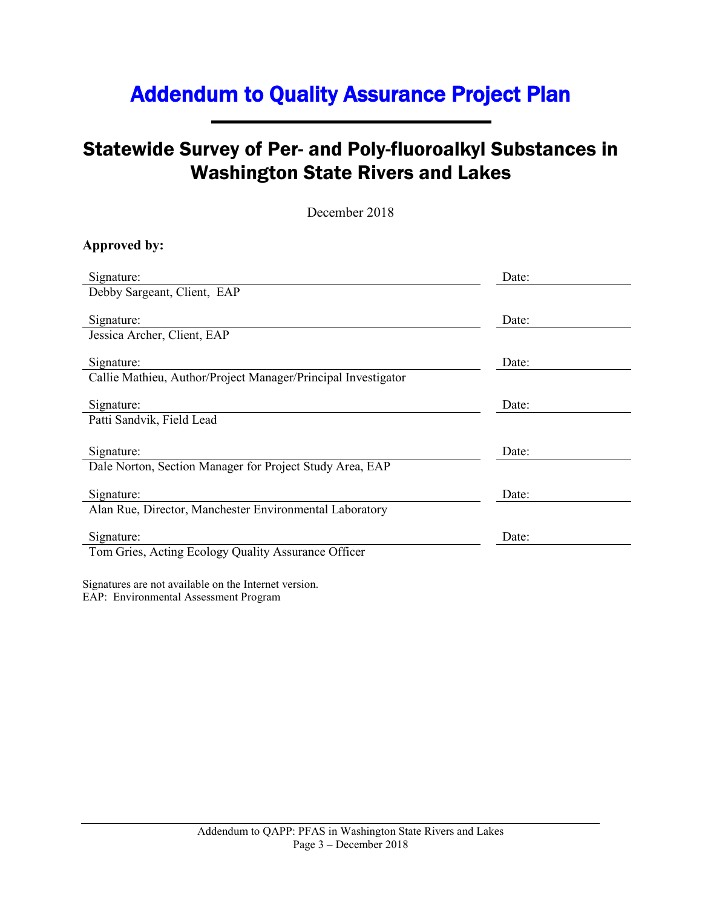# Addendum to Quality Assurance Project Plan

## Statewide Survey of Per- and Poly-fluoroalkyl Substances in Washington State Rivers and Lakes

December 2018

**Approved by:**

| Signature: | Date: |
|---|---|
| Debby Sargeant, Client, EAP | |
| Signature: | Date: |
| Jessica Archer, Client, EAP | |
| Signature: | Date: |
| Callie Mathieu, Author/Project Manager/Principal Investigator | |
| Signature: | Date: |
| Patti Sandvik, Field Lead | |
| Signature: | Date: |
| Dale Norton, Section Manager for Project Study Area, EAP | |
| Signature: | Date: |
| Alan Rue, Director, Manchester Environmental Laboratory | |
| Signature: | Date: |
| Tom Gries, Acting Ecology Quality Assurance Officer | |

Signatures are not available on the Internet version.
EAP: Environmental Assessment Program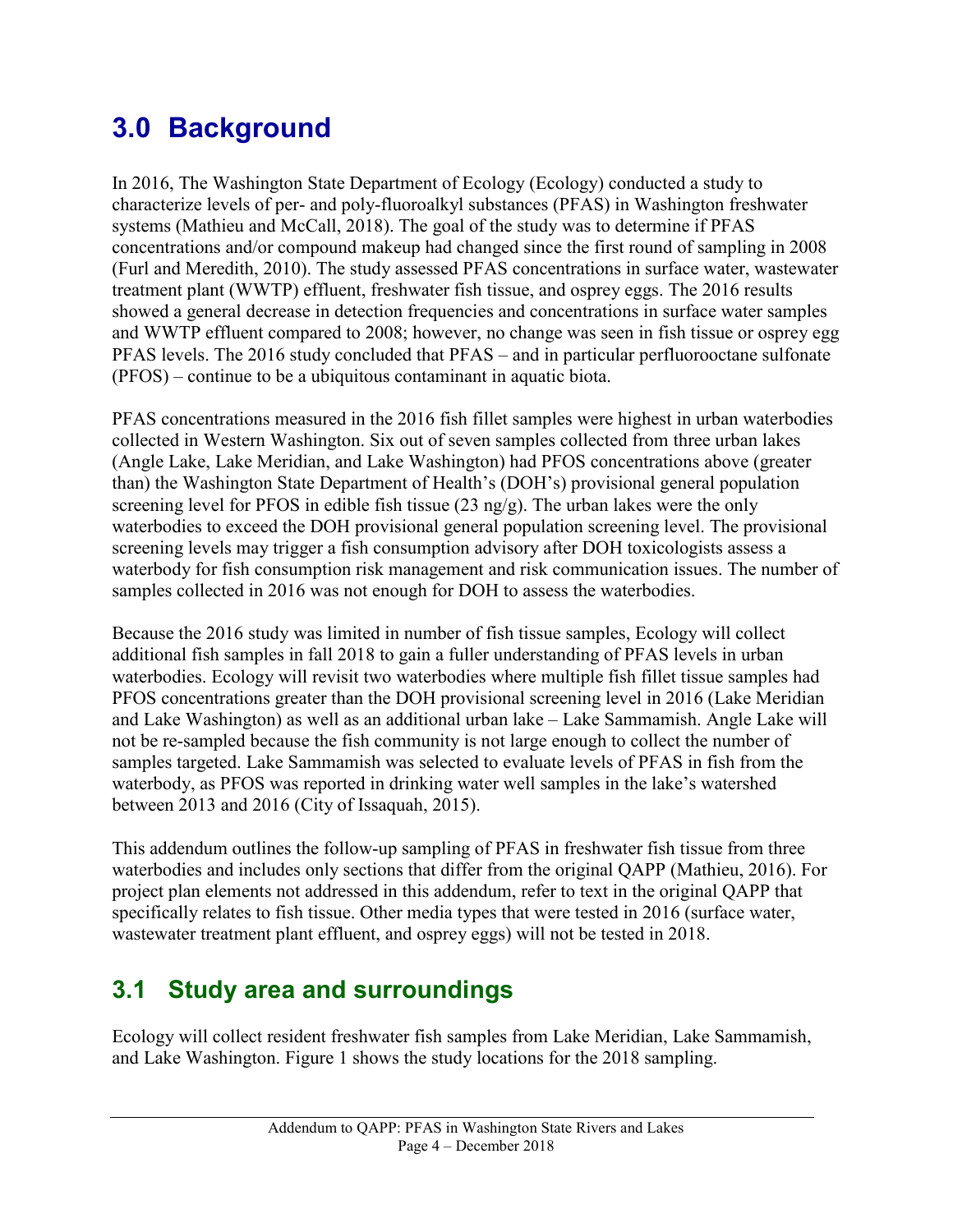# 3.0 Background

In 2016, The Washington State Department of Ecology (Ecology) conducted a study to characterize levels of per- and poly-fluoroalkyl substances (PFAS) in Washington freshwater systems (Mathieu and McCall, 2018). The goal of the study was to determine if PFAS concentrations and/or compound makeup had changed since the first round of sampling in 2008 (Furl and Meredith, 2010). The study assessed PFAS concentrations in surface water, wastewater treatment plant (WWTP) effluent, freshwater fish tissue, and osprey eggs. The 2016 results showed a general decrease in detection frequencies and concentrations in surface water samples and WWTP effluent compared to 2008; however, no change was seen in fish tissue or osprey egg PFAS levels. The 2016 study concluded that PFAS – and in particular perfluorooctane sulfonate (PFOS) – continue to be a ubiquitous contaminant in aquatic biota.

PFAS concentrations measured in the 2016 fish fillet samples were highest in urban waterbodies collected in Western Washington. Six out of seven samples collected from three urban lakes (Angle Lake, Lake Meridian, and Lake Washington) had PFOS concentrations above (greater than) the Washington State Department of Health's (DOH's) provisional general population screening level for PFOS in edible fish tissue (23 ng/g). The urban lakes were the only waterbodies to exceed the DOH provisional general population screening level. The provisional screening levels may trigger a fish consumption advisory after DOH toxicologists assess a waterbody for fish consumption risk management and risk communication issues. The number of samples collected in 2016 was not enough for DOH to assess the waterbodies.

Because the 2016 study was limited in number of fish tissue samples, Ecology will collect additional fish samples in fall 2018 to gain a fuller understanding of PFAS levels in urban waterbodies. Ecology will revisit two waterbodies where multiple fish fillet tissue samples had PFOS concentrations greater than the DOH provisional screening level in 2016 (Lake Meridian and Lake Washington) as well as an additional urban lake – Lake Sammamish. Angle Lake will not be re-sampled because the fish community is not large enough to collect the number of samples targeted. Lake Sammamish was selected to evaluate levels of PFAS in fish from the waterbody, as PFOS was reported in drinking water well samples in the lake's watershed between 2013 and 2016 (City of Issaquah, 2015).

This addendum outlines the follow-up sampling of PFAS in freshwater fish tissue from three waterbodies and includes only sections that differ from the original QAPP (Mathieu, 2016). For project plan elements not addressed in this addendum, refer to text in the original QAPP that specifically relates to fish tissue. Other media types that were tested in 2016 (surface water, wastewater treatment plant effluent, and osprey eggs) will not be tested in 2018.

## 3.1 Study area and surroundings

Ecology will collect resident freshwater fish samples from Lake Meridian, Lake Sammamish, and Lake Washington. Figure 1 shows the study locations for the 2018 sampling.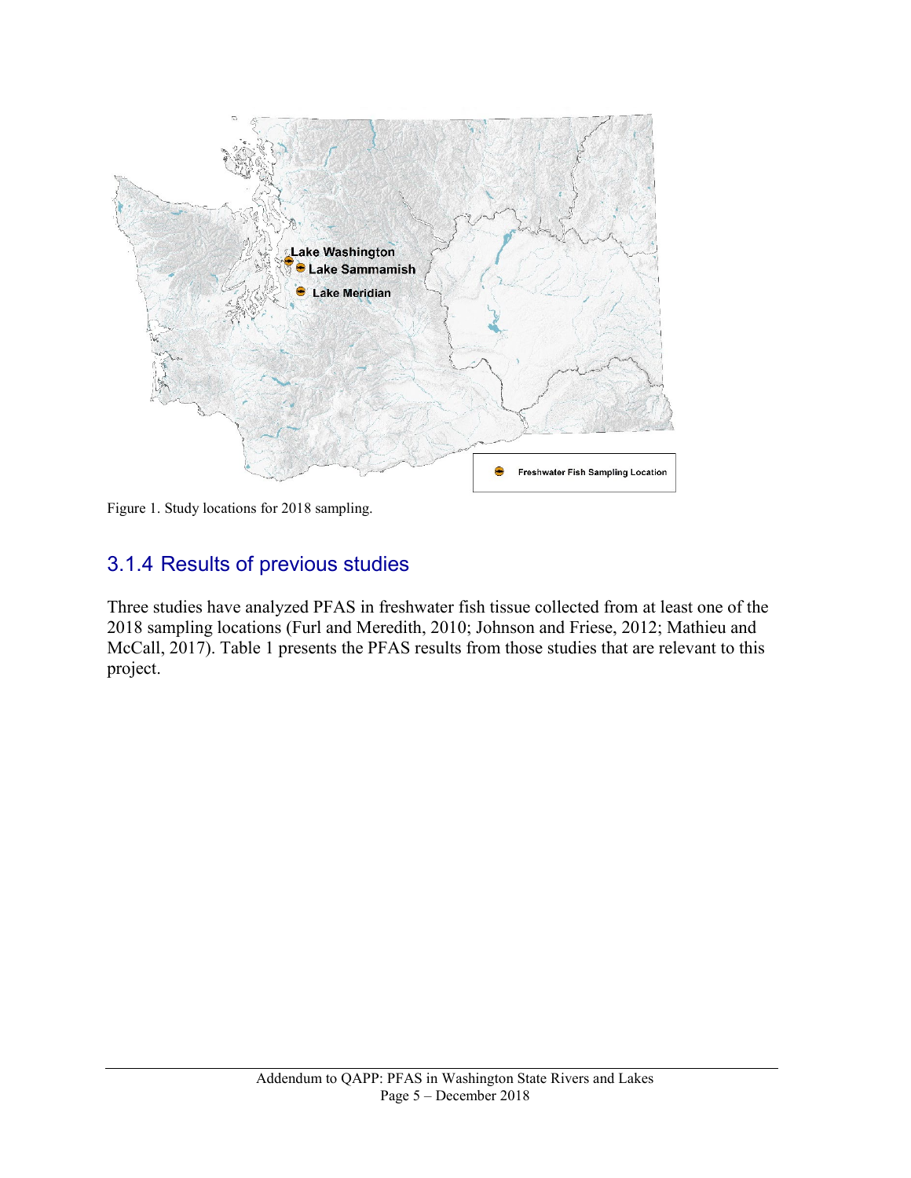Figure 1. Study locations for 2018 sampling.

## 3.1.4 Results of previous studies

Three studies have analyzed PFAS in freshwater fish tissue collected from at least one of the 2018 sampling locations (Furl and Meredith, 2010; Johnson and Friese, 2012; Mathieu and McCall, 2017). Table 1 presents the PFAS results from those studies that are relevant to this project.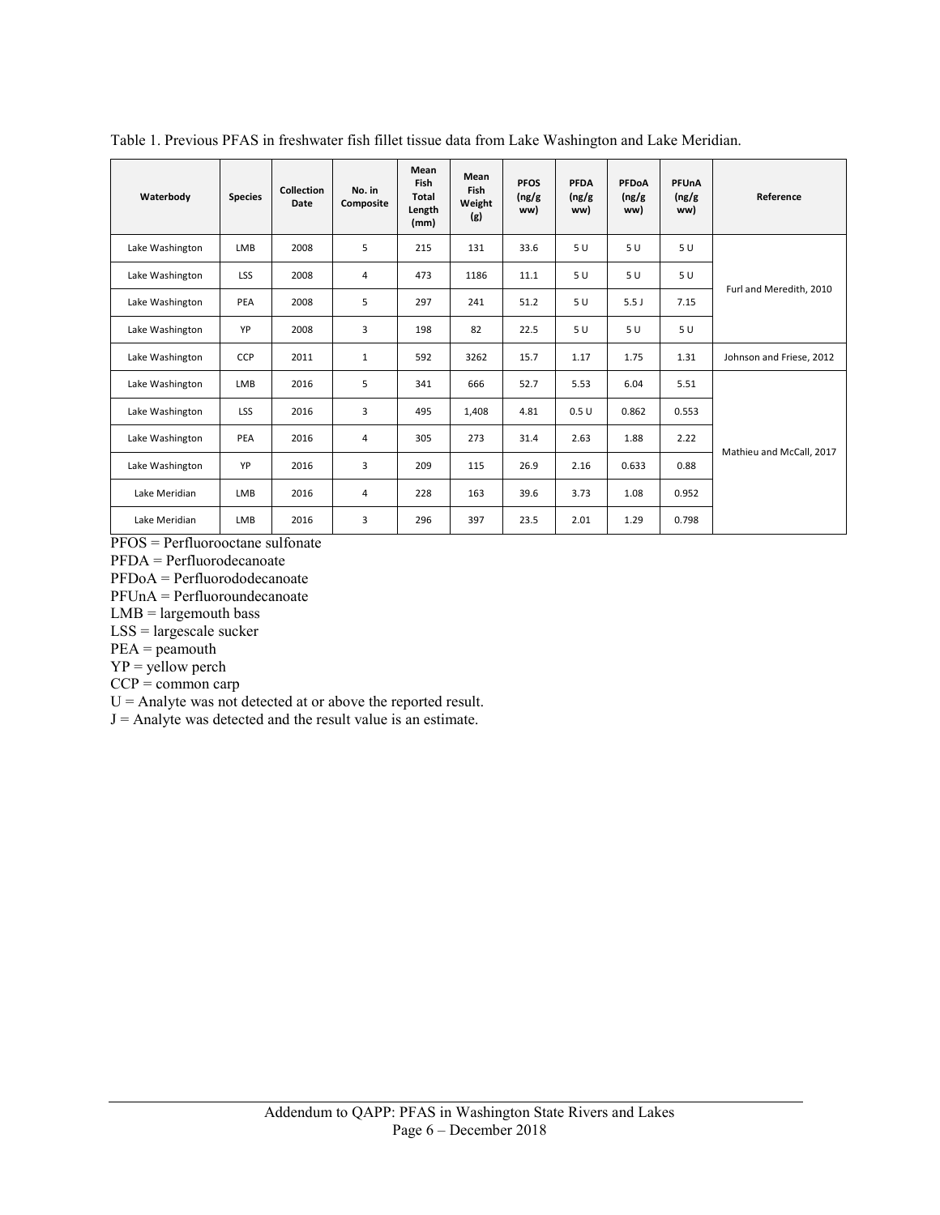Table 1. Previous PFAS in freshwater fish fillet tissue data from Lake Washington and Lake Meridian.

| Waterbody | Species | Collection Date | No. in Composite | Mean Fish Total Length (mm) | Mean Fish Weight (g) | PFOS (ng/g ww) | PFDA (ng/g ww) | PFDoA (ng/g ww) | PFUnA (ng/g ww) | Reference |
|---|---|---|---|---|---|---|---|---|---|---|
| Lake Washington | LMB | 2008 | 5 | 215 | 131 | 33.6 | 5 U | 5 U | 5 U | Furl and Meredith, 2010 |
| Lake Washington | LSS | 2008 | 4 | 473 | 1186 | 11.1 | 5 U | 5 U | 5 U | |
| Lake Washington | PEA | 2008 | 5 | 297 | 241 | 51.2 | 5 U | 5.5 J | 7.15 | |
| Lake Washington | YP | 2008 | 3 | 198 | 82 | 22.5 | 5 U | 5 U | 5 U | |
| Lake Washington | CCP | 2011 | 1 | 592 | 3262 | 15.7 | 1.17 | 1.75 | 1.31 | Johnson and Friese, 2012 |
| Lake Washington | LMB | 2016 | 5 | 341 | 666 | 52.7 | 5.53 | 6.04 | 5.51 | Mathieu and McCall, 2017 |
| Lake Washington | LSS | 2016 | 3 | 495 | 1,408 | 4.81 | 0.5 U | 0.862 | 0.553 | |
| Lake Washington | PEA | 2016 | 4 | 305 | 273 | 31.4 | 2.63 | 1.88 | 2.22 | |
| Lake Washington | YP | 2016 | 3 | 209 | 115 | 26.9 | 2.16 | 0.633 | 0.88 | |
| Lake Meridian | LMB | 2016 | 4 | 228 | 163 | 39.6 | 3.73 | 1.08 | 0.952 | |
| Lake Meridian | LMB | 2016 | 3 | 296 | 397 | 23.5 | 2.01 | 1.29 | 0.798 | |

PFOS = Perfluorooctane sulfonate  
PFDA = Perfluorodecanoate  
PFDoA = Perfluorododecanoate  
PFUnA = Perfluoroundecanoate  
LMB = largemouth bass  
LSS = largescale sucker  
PEA = peamouth  
YP = yellow perch  
CCP = common carp  
U = Analyte was not detected at or above the reported result.  
J = Analyte was detected and the result value is an estimate.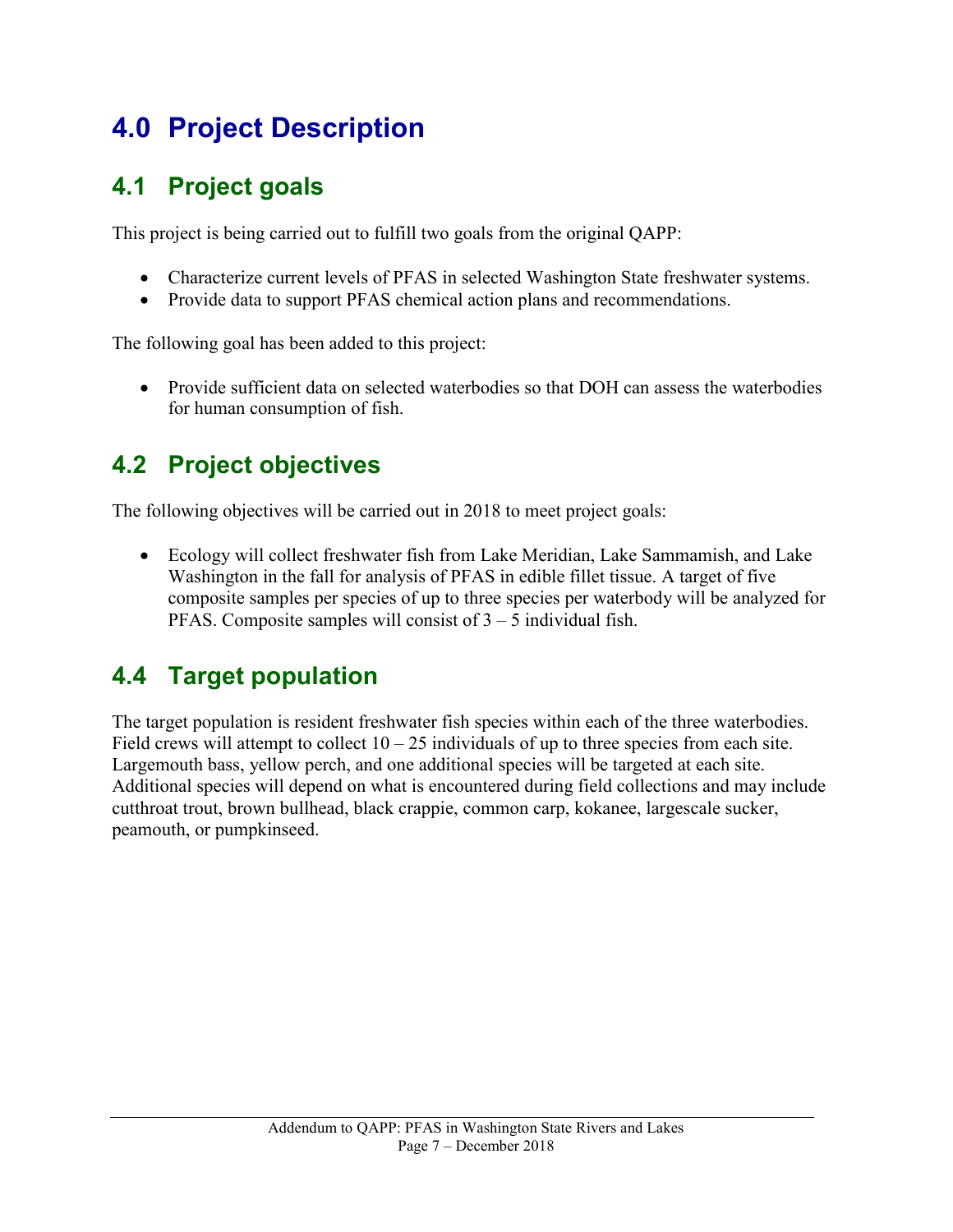# 4.0 Project Description

## 4.1 Project goals

This project is being carried out to fulfill two goals from the original QAPP:

- Characterize current levels of PFAS in selected Washington State freshwater systems.
- Provide data to support PFAS chemical action plans and recommendations.

The following goal has been added to this project:

- Provide sufficient data on selected waterbodies so that DOH can assess the waterbodies for human consumption of fish.

## 4.2 Project objectives

The following objectives will be carried out in 2018 to meet project goals:

- Ecology will collect freshwater fish from Lake Meridian, Lake Sammamish, and Lake Washington in the fall for analysis of PFAS in edible fillet tissue. A target of five composite samples per species of up to three species per waterbody will be analyzed for PFAS. Composite samples will consist of 3 – 5 individual fish.

## 4.4 Target population

The target population is resident freshwater fish species within each of the three waterbodies. Field crews will attempt to collect 10 – 25 individuals of up to three species from each site. Largemouth bass, yellow perch, and one additional species will be targeted at each site. Additional species will depend on what is encountered during field collections and may include cutthroat trout, brown bullhead, black crappie, common carp, kokanee, largescale sucker, peamouth, or pumpkinseed.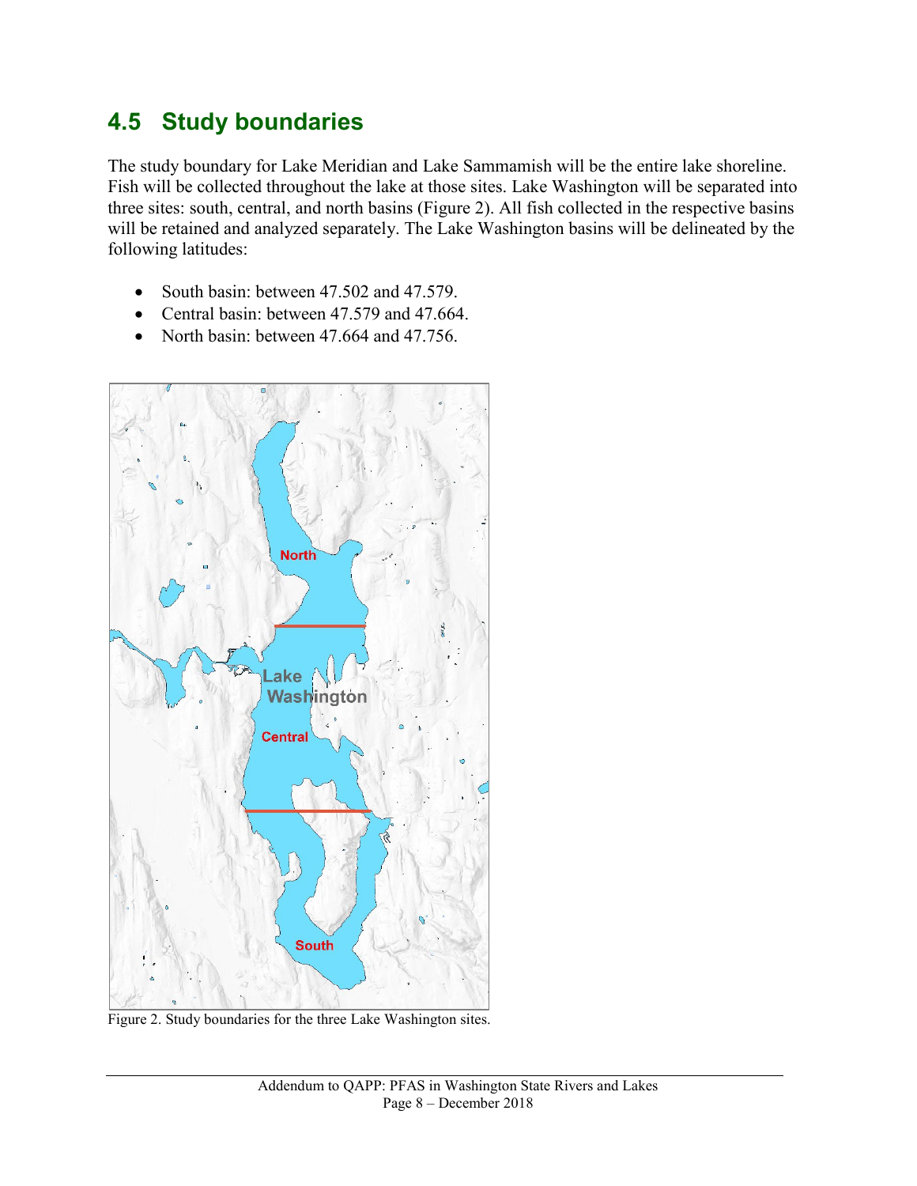## 4.5 Study boundaries

The study boundary for Lake Meridian and Lake Sammamish will be the entire lake shoreline. Fish will be collected throughout the lake at those sites. Lake Washington will be separated into three sites: south, central, and north basins (Figure 2). All fish collected in the respective basins will be retained and analyzed separately. The Lake Washington basins will be delineated by the following latitudes:

- South basin: between 47.502 and 47.579.
- Central basin: between 47.579 and 47.664.
- North basin: between 47.664 and 47.756.

Figure 2. Study boundaries for the three Lake Washington sites.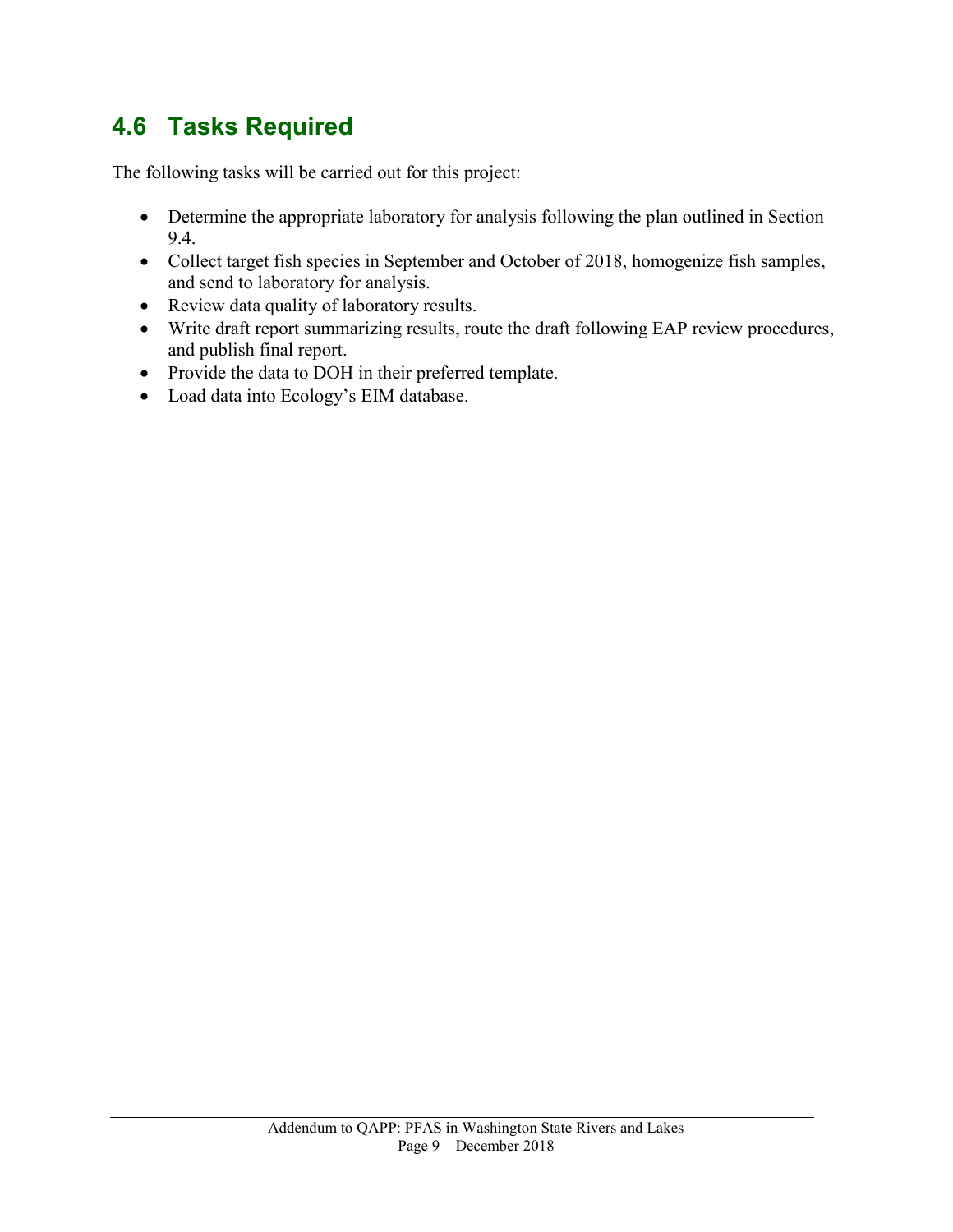## 4.6 Tasks Required

The following tasks will be carried out for this project:

- Determine the appropriate laboratory for analysis following the plan outlined in Section 9.4.
- Collect target fish species in September and October of 2018, homogenize fish samples, and send to laboratory for analysis.
- Review data quality of laboratory results.
- Write draft report summarizing results, route the draft following EAP review procedures, and publish final report.
- Provide the data to DOH in their preferred template.
- Load data into Ecology's EIM database.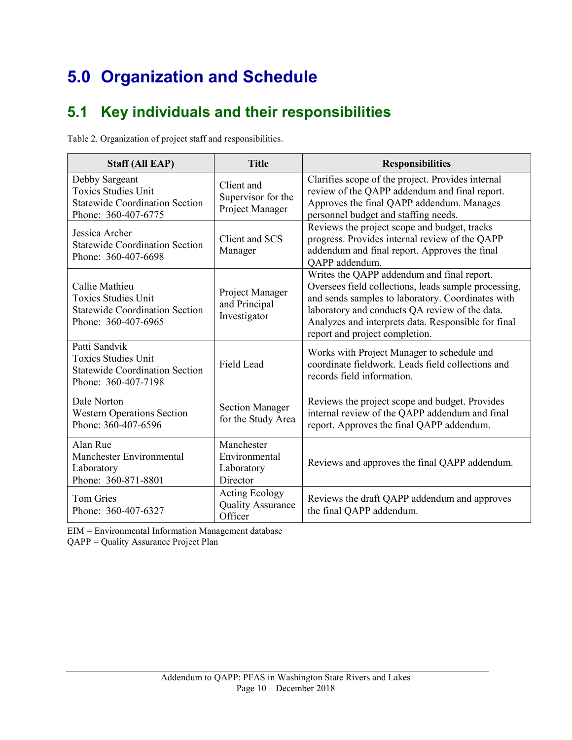# 5.0 Organization and Schedule

## 5.1 Key individuals and their responsibilities

Table 2. Organization of project staff and responsibilities.

| Staff (All EAP) | Title | Responsibilities |
|---|---|---|
| Debby Sargeant<br>Toxics Studies Unit<br>Statewide Coordination Section<br>Phone: 360-407-6775 | Client and Supervisor for the Project Manager | Clarifies scope of the project. Provides internal review of the QAPP addendum and final report. Approves the final QAPP addendum. Manages personnel budget and staffing needs. |
| Jessica Archer<br>Statewide Coordination Section<br>Phone: 360-407-6698 | Client and SCS Manager | Reviews the project scope and budget, tracks progress. Provides internal review of the QAPP addendum and final report. Approves the final QAPP addendum. |
| Callie Mathieu<br>Toxics Studies Unit<br>Statewide Coordination Section<br>Phone: 360-407-6965 | Project Manager and Principal Investigator | Writes the QAPP addendum and final report. Oversees field collections, leads sample processing, and sends samples to laboratory. Coordinates with laboratory and conducts QA review of the data. Analyzes and interprets data. Responsible for final report and project completion. |
| Patti Sandvik<br>Toxics Studies Unit<br>Statewide Coordination Section<br>Phone: 360-407-7198 | Field Lead | Works with Project Manager to schedule and coordinate fieldwork. Leads field collections and records field information. |
| Dale Norton<br>Western Operations Section<br>Phone: 360-407-6596 | Section Manager for the Study Area | Reviews the project scope and budget. Provides internal review of the QAPP addendum and final report. Approves the final QAPP addendum. |
| Alan Rue<br>Manchester Environmental Laboratory<br>Phone: 360-871-8801 | Manchester Environmental Laboratory Director | Reviews and approves the final QAPP addendum. |
| Tom Gries<br>Phone: 360-407-6327 | Acting Ecology Quality Assurance Officer | Reviews the draft QAPP addendum and approves the final QAPP addendum. |

EIM = Environmental Information Management database
QAPP = Quality Assurance Project Plan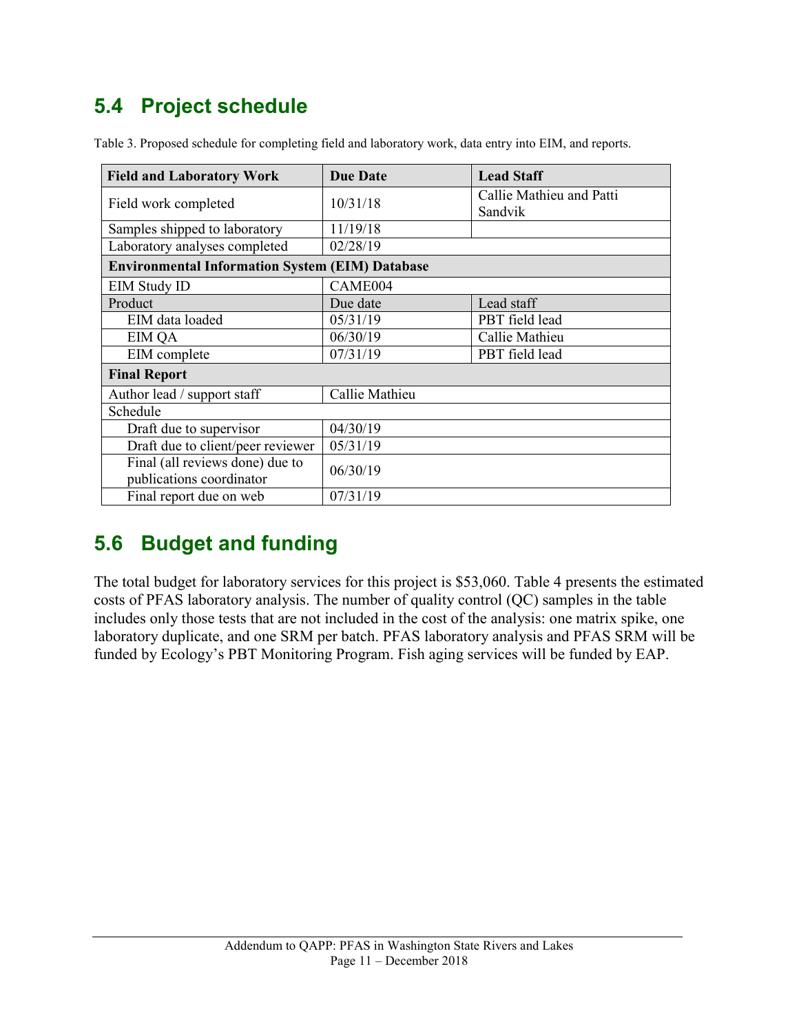## 5.4 Project schedule

Table 3. Proposed schedule for completing field and laboratory work, data entry into EIM, and reports.

| Field and Laboratory Work | Due Date | Lead Staff |
|---|---|---|
| Field work completed | 10/31/18 | Callie Mathieu and Patti Sandvik |
| Samples shipped to laboratory | 11/19/18 | |
| Laboratory analyses completed | 02/28/19 | |
| **Environmental Information System (EIM) Database** | | |
| EIM Study ID | CAME004 | |
| Product | Due date | Lead staff |
| EIM data loaded | 05/31/19 | PBT field lead |
| EIM QA | 06/30/19 | Callie Mathieu |
| EIM complete | 07/31/19 | PBT field lead |
| **Final Report** | | |
| Author lead / support staff | Callie Mathieu | |
| Schedule | | |
| Draft due to supervisor | 04/30/19 | |
| Draft due to client/peer reviewer | 05/31/19 | |
| Final (all reviews done) due to publications coordinator | 06/30/19 | |
| Final report due on web | 07/31/19 | |

## 5.6 Budget and funding

The total budget for laboratory services for this project is $53,060. Table 4 presents the estimated costs of PFAS laboratory analysis. The number of quality control (QC) samples in the table includes only those tests that are not included in the cost of the analysis: one matrix spike, one laboratory duplicate, and one SRM per batch. PFAS laboratory analysis and PFAS SRM will be funded by Ecology's PBT Monitoring Program. Fish aging services will be funded by EAP.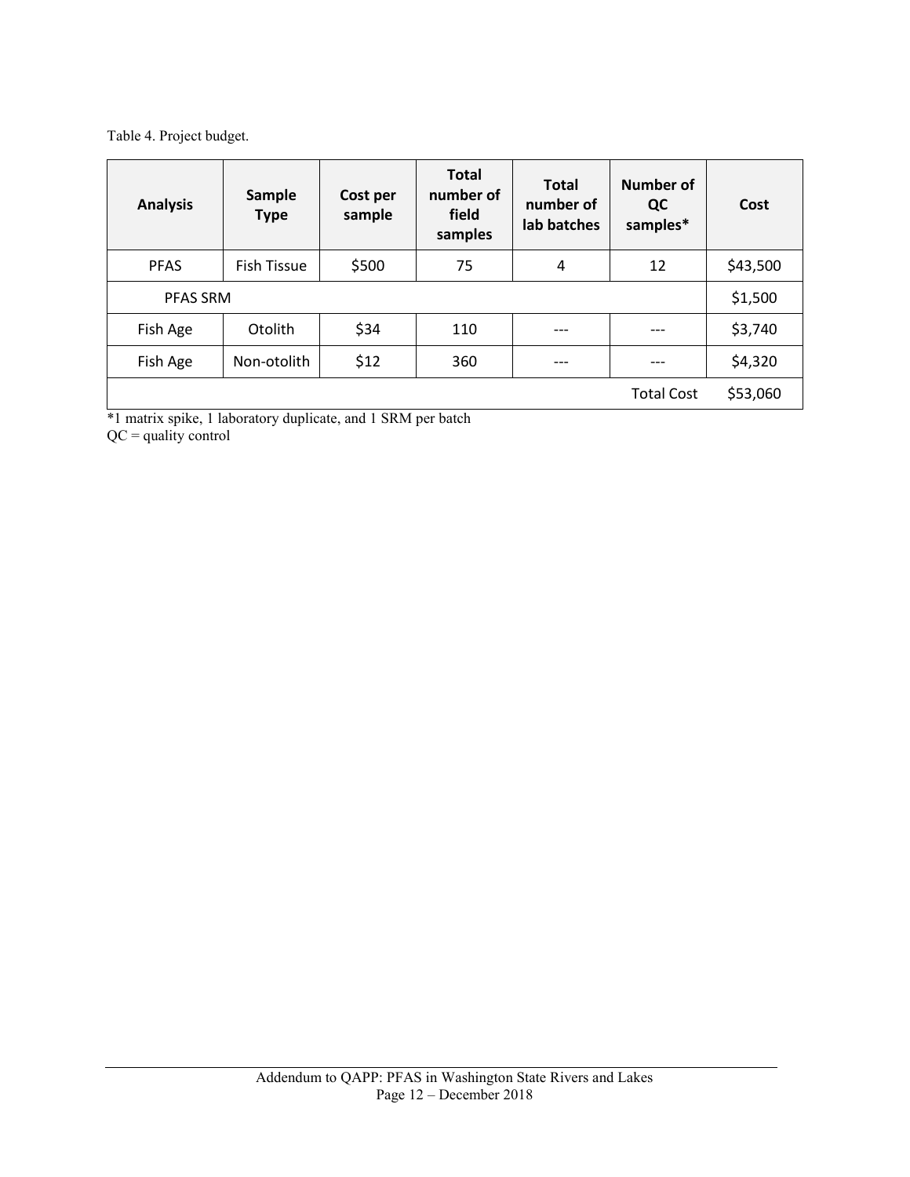Table 4. Project budget.

| Analysis | Sample Type | Cost per sample | Total number of field samples | Total number of lab batches | Number of QC samples* | Cost |
|---|---|---|---|---|---|---|
| PFAS | Fish Tissue | $500 | 75 | 4 | 12 | $43,500 |
| PFAS SRM | | | | | | $1,500 |
| Fish Age | Otolith | $34 | 110 | --- | --- | $3,740 |
| Fish Age | Non-otolith | $12 | 360 | --- | --- | $4,320 |
| | | | | | Total Cost | $53,060 |

*1 matrix spike, 1 laboratory duplicate, and 1 SRM per batch
QC = quality control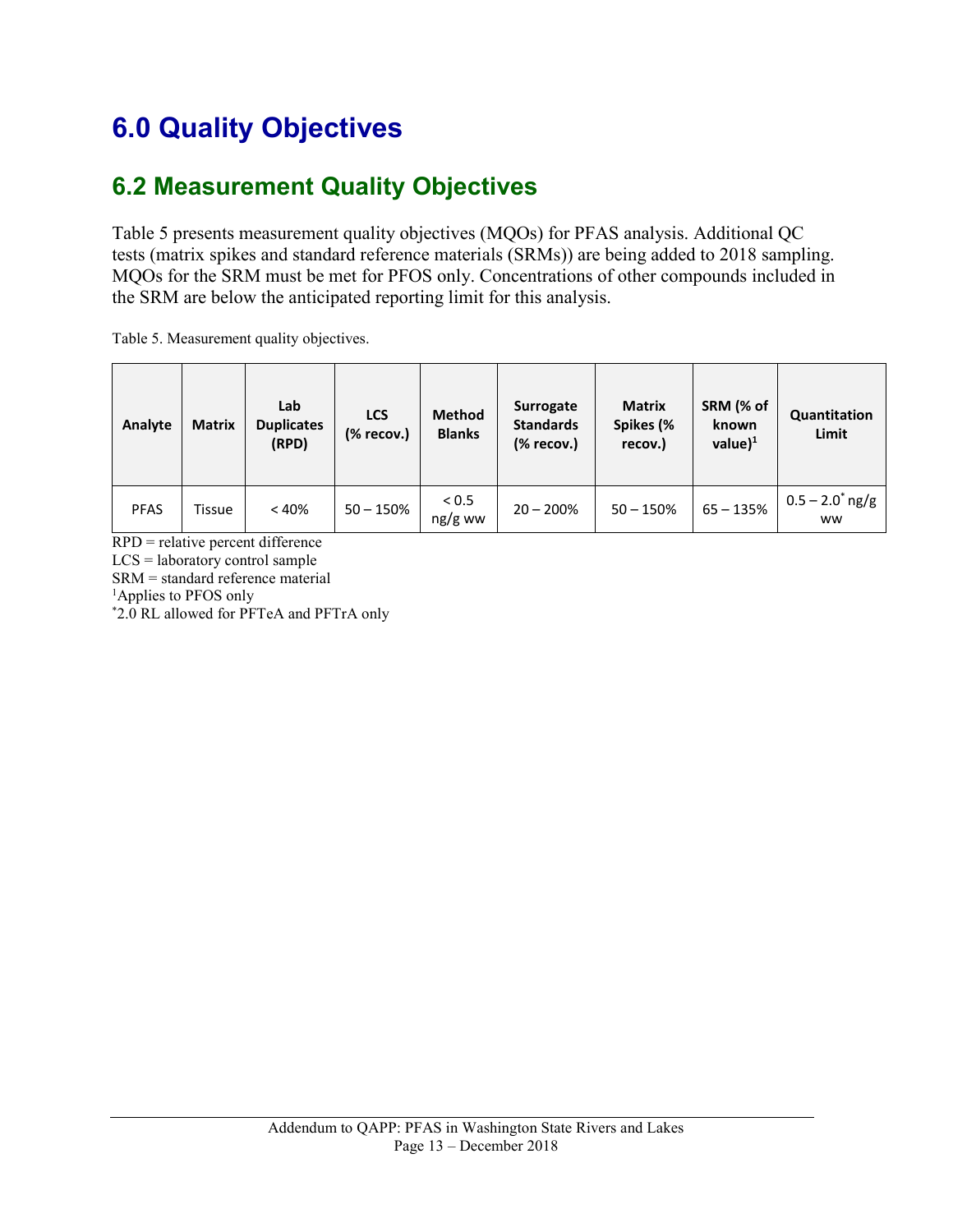# 6.0 Quality Objectives

## 6.2 Measurement Quality Objectives

Table 5 presents measurement quality objectives (MQOs) for PFAS analysis. Additional QC tests (matrix spikes and standard reference materials (SRMs)) are being added to 2018 sampling. MQOs for the SRM must be met for PFOS only. Concentrations of other compounds included in the SRM are below the anticipated reporting limit for this analysis.

Table 5. Measurement quality objectives.

| Analyte | Matrix | Lab Duplicates (RPD) | LCS (% recov.) | Method Blanks | Surrogate Standards (% recov.) | Matrix Spikes (% recov.) | SRM (% of known value)[1] | Quantitation Limit |
|---|---|---|---|---|---|---|---|---|
| PFAS | Tissue | < 40% | 50 – 150% | < 0.5 ng/g ww | 20 – 200% | 50 – 150% | 65 – 135% | 0.5 – 2.0* ng/g ww |

RPD = relative percent difference
LCS = laboratory control sample
SRM = standard reference material
[1]Applies to PFOS only
*2.0 RL allowed for PFTeA and PFTrA only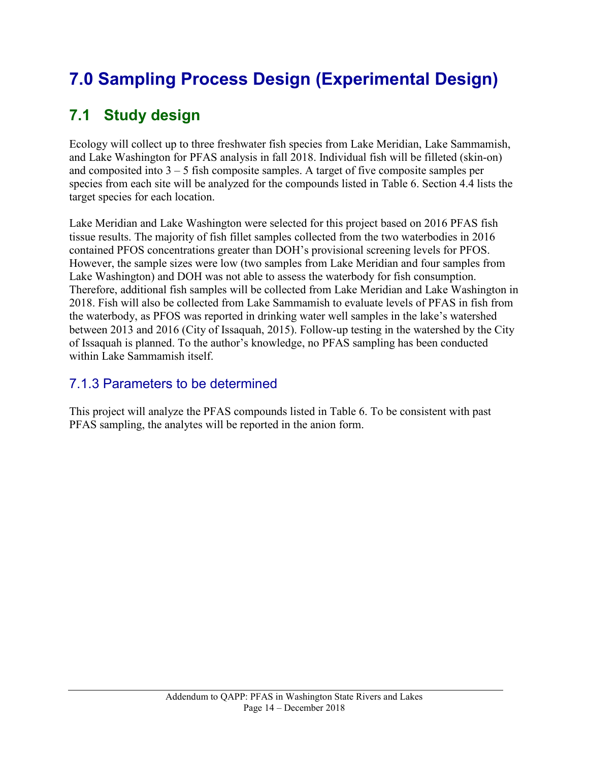# 7.0 Sampling Process Design (Experimental Design)

## 7.1 Study design

Ecology will collect up to three freshwater fish species from Lake Meridian, Lake Sammamish, and Lake Washington for PFAS analysis in fall 2018. Individual fish will be filleted (skin-on) and composited into 3 – 5 fish composite samples. A target of five composite samples per species from each site will be analyzed for the compounds listed in Table 6. Section 4.4 lists the target species for each location.

Lake Meridian and Lake Washington were selected for this project based on 2016 PFAS fish tissue results. The majority of fish fillet samples collected from the two waterbodies in 2016 contained PFOS concentrations greater than DOH's provisional screening levels for PFOS. However, the sample sizes were low (two samples from Lake Meridian and four samples from Lake Washington) and DOH was not able to assess the waterbody for fish consumption. Therefore, additional fish samples will be collected from Lake Meridian and Lake Washington in 2018. Fish will also be collected from Lake Sammamish to evaluate levels of PFAS in fish from the waterbody, as PFOS was reported in drinking water well samples in the lake's watershed between 2013 and 2016 (City of Issaquah, 2015). Follow-up testing in the watershed by the City of Issaquah is planned. To the author's knowledge, no PFAS sampling has been conducted within Lake Sammamish itself.

### 7.1.3 Parameters to be determined

This project will analyze the PFAS compounds listed in Table 6. To be consistent with past PFAS sampling, the analytes will be reported in the anion form.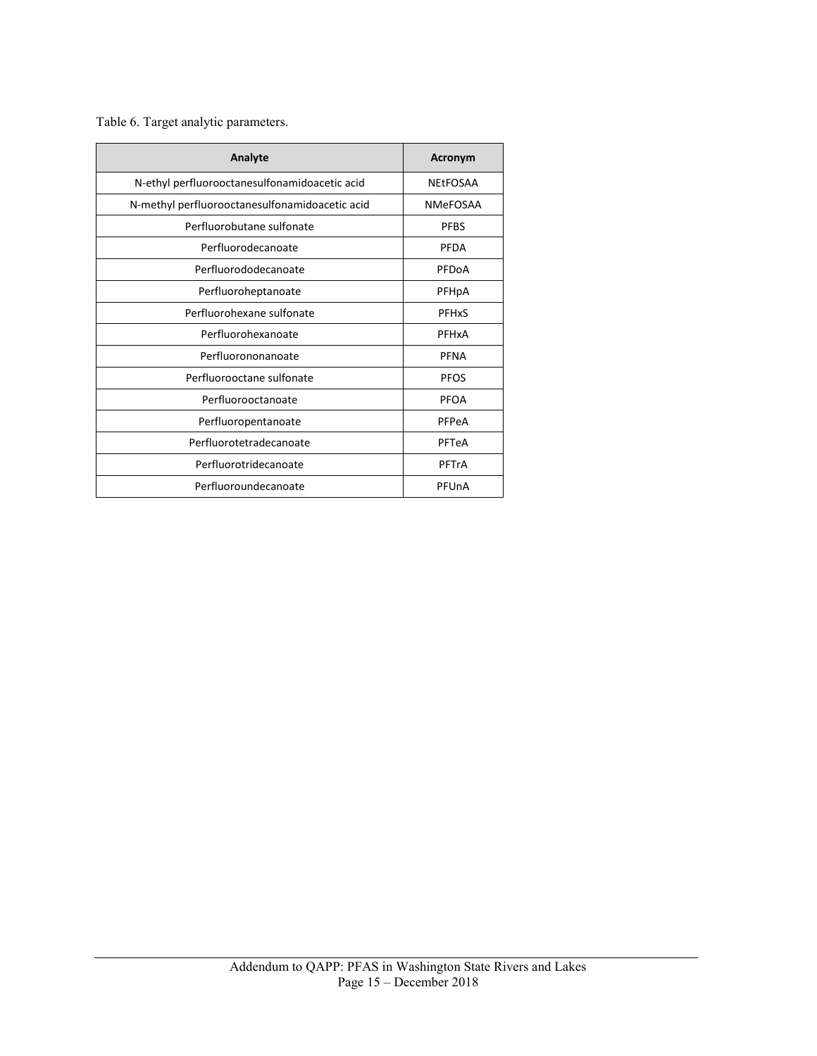Table 6. Target analytic parameters.

| Analyte | Acronym |
| --- | --- |
| N-ethyl perfluorooctanesulfonamidoacetic acid | NEtFOSAA |
| N-methyl perfluorooctanesulfonamidoacetic acid | NMeFOSAA |
| Perfluorobutane sulfonate | PFBS |
| Perfluorodecanoate | PFDA |
| Perfluorododecanoate | PFDoA |
| Perfluoroheptanoate | PFHpA |
| Perfluorohexane sulfonate | PFHxS |
| Perfluorohexanoate | PFHxA |
| Perfluorononanoate | PFNA |
| Perfluorooctane sulfonate | PFOS |
| Perfluorooctanoate | PFOA |
| Perfluoropentanoate | PFPeA |
| Perfluorotetradecanoate | PFTeA |
| Perfluorotridecanoate | PFTrA |
| Perfluoroundecanoate | PFUnA |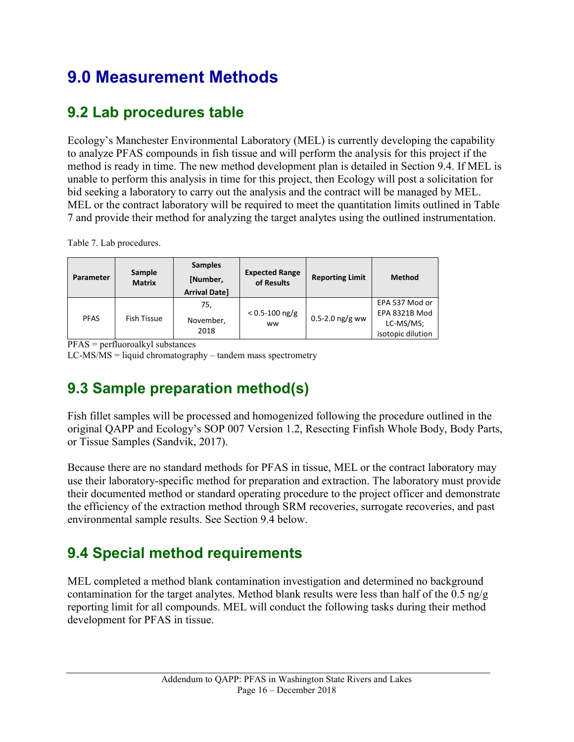# 9.0 Measurement Methods

## 9.2 Lab procedures table

Ecology's Manchester Environmental Laboratory (MEL) is currently developing the capability to analyze PFAS compounds in fish tissue and will perform the analysis for this project if the method is ready in time. The new method development plan is detailed in Section 9.4. If MEL is unable to perform this analysis in time for this project, then Ecology will post a solicitation for bid seeking a laboratory to carry out the analysis and the contract will be managed by MEL. MEL or the contract laboratory will be required to meet the quantitation limits outlined in Table 7 and provide their method for analyzing the target analytes using the outlined instrumentation.

Table 7. Lab procedures.

| Parameter | Sample Matrix | Samples [Number, Arrival Date] | Expected Range of Results | Reporting Limit | Method |
|---|---|---|---|---|---|
| PFAS | Fish Tissue | 75, November, 2018 | < 0.5-100 ng/g ww | 0.5-2.0 ng/g ww | EPA 537 Mod or EPA 8321B Mod LC-MS/MS; isotopic dilution |

PFAS = perfluoroalkyl substances
LC-MS/MS = liquid chromatography – tandem mass spectrometry

## 9.3 Sample preparation method(s)

Fish fillet samples will be processed and homogenized following the procedure outlined in the original QAPP and Ecology's SOP 007 Version 1.2, Resecting Finfish Whole Body, Body Parts, or Tissue Samples (Sandvik, 2017).

Because there are no standard methods for PFAS in tissue, MEL or the contract laboratory may use their laboratory-specific method for preparation and extraction. The laboratory must provide their documented method or standard operating procedure to the project officer and demonstrate the efficiency of the extraction method through SRM recoveries, surrogate recoveries, and past environmental sample results. See Section 9.4 below.

## 9.4 Special method requirements

MEL completed a method blank contamination investigation and determined no background contamination for the target analytes. Method blank results were less than half of the 0.5 ng/g reporting limit for all compounds. MEL will conduct the following tasks during their method development for PFAS in tissue.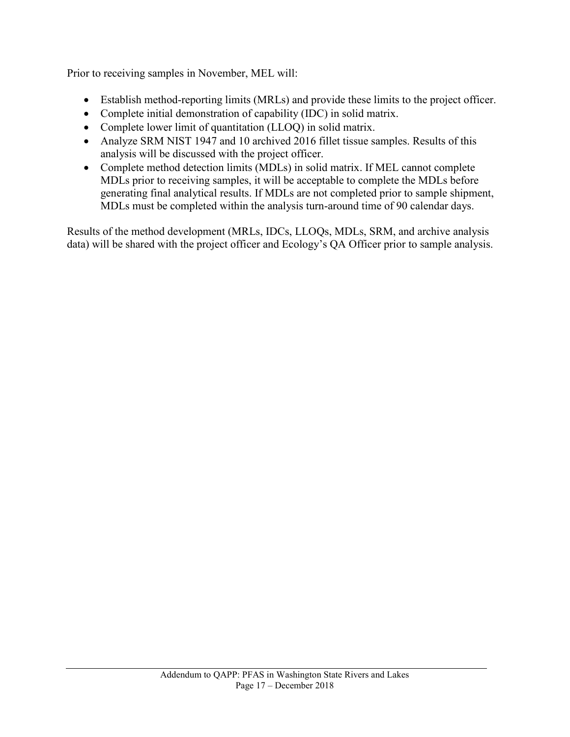Prior to receiving samples in November, MEL will:

- Establish method-reporting limits (MRLs) and provide these limits to the project officer.
- Complete initial demonstration of capability (IDC) in solid matrix.
- Complete lower limit of quantitation (LLOQ) in solid matrix.
- Analyze SRM NIST 1947 and 10 archived 2016 fillet tissue samples. Results of this analysis will be discussed with the project officer.
- Complete method detection limits (MDLs) in solid matrix. If MEL cannot complete MDLs prior to receiving samples, it will be acceptable to complete the MDLs before generating final analytical results. If MDLs are not completed prior to sample shipment, MDLs must be completed within the analysis turn-around time of 90 calendar days.

Results of the method development (MRLs, IDCs, LLOQs, MDLs, SRM, and archive analysis data) will be shared with the project officer and Ecology's QA Officer prior to sample analysis.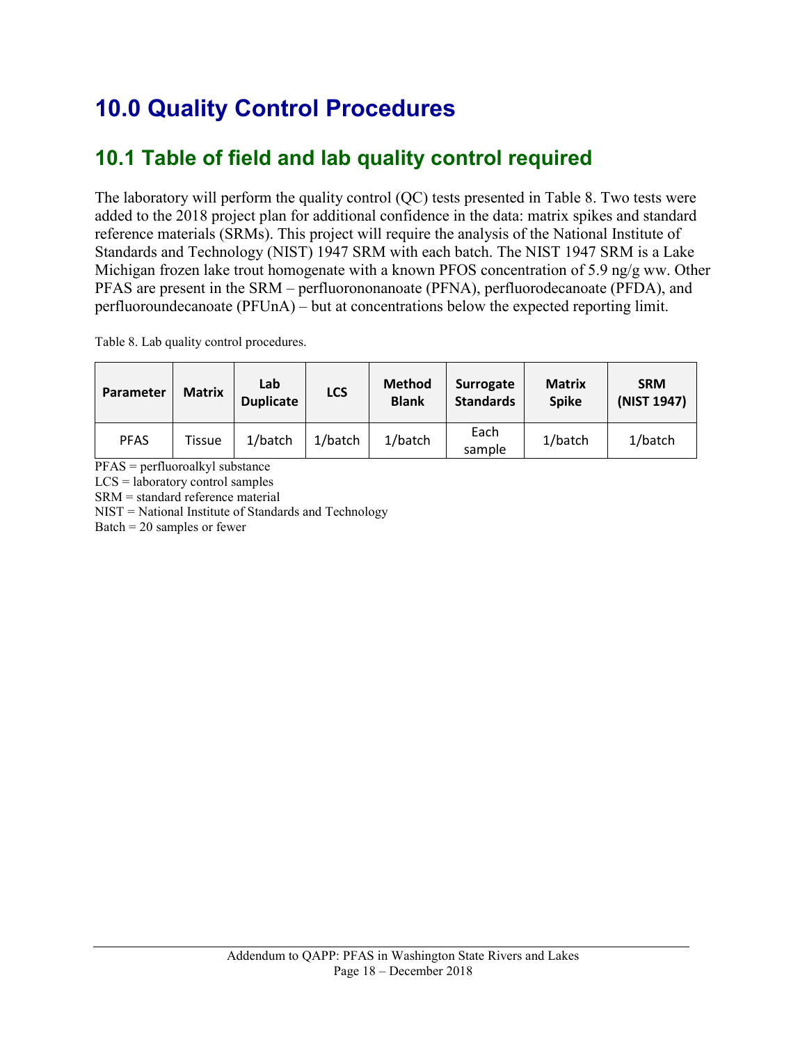# 10.0 Quality Control Procedures

## 10.1 Table of field and lab quality control required

The laboratory will perform the quality control (QC) tests presented in Table 8. Two tests were added to the 2018 project plan for additional confidence in the data: matrix spikes and standard reference materials (SRMs). This project will require the analysis of the National Institute of Standards and Technology (NIST) 1947 SRM with each batch. The NIST 1947 SRM is a Lake Michigan frozen lake trout homogenate with a known PFOS concentration of 5.9 ng/g ww. Other PFAS are present in the SRM – perfluorononanoate (PFNA), perfluorodecanoate (PFDA), and perfluoroundecanoate (PFUnA) – but at concentrations below the expected reporting limit.

Table 8. Lab quality control procedures.

| Parameter | Matrix | Lab Duplicate | LCS | Method Blank | Surrogate Standards | Matrix Spike | SRM (NIST 1947) |
|---|---|---|---|---|---|---|---|
| PFAS | Tissue | 1/batch | 1/batch | 1/batch | Each sample | 1/batch | 1/batch |

PFAS = perfluoroalkyl substance
LCS = laboratory control samples
SRM = standard reference material
NIST = National Institute of Standards and Technology
Batch = 20 samples or fewer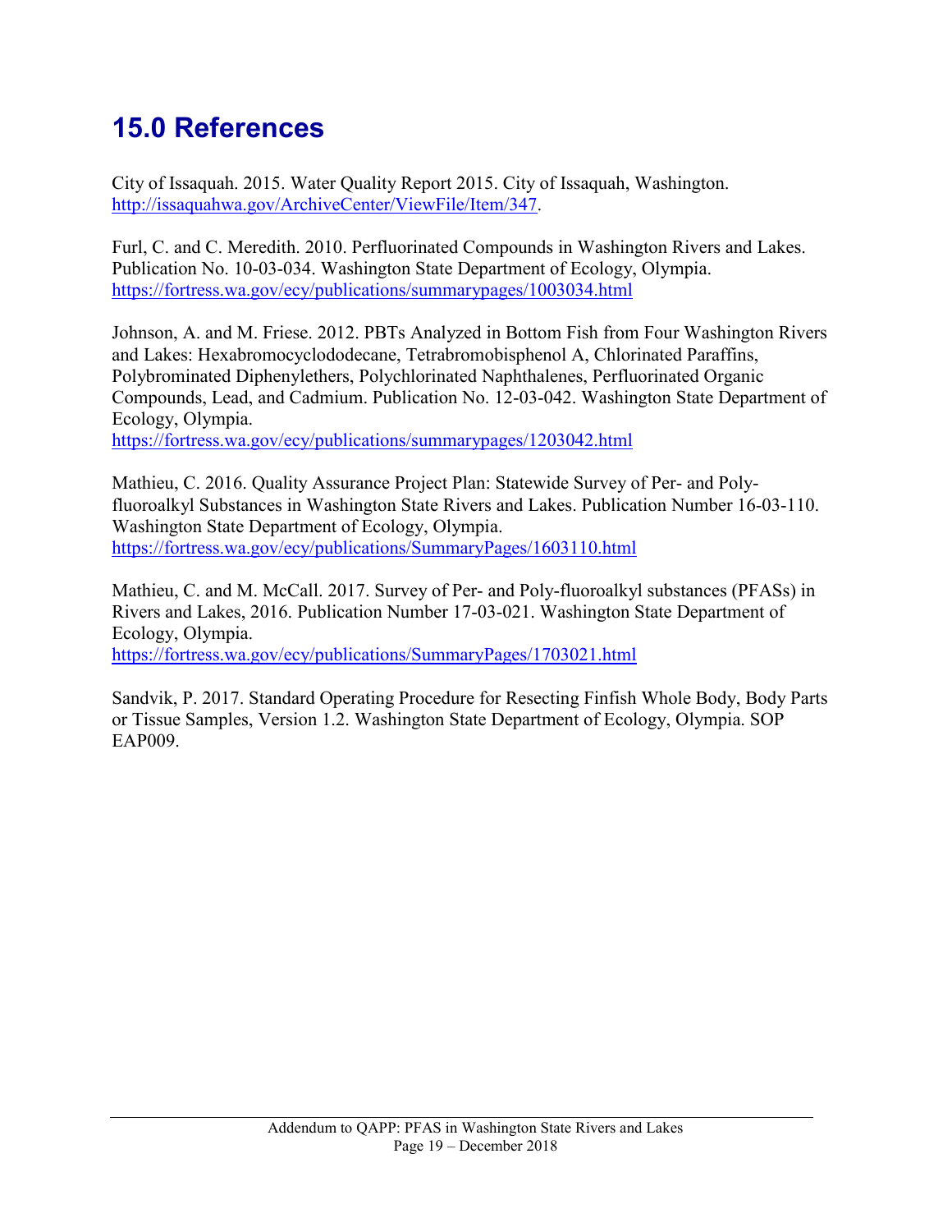# 15.0 References

City of Issaquah. 2015. Water Quality Report 2015. City of Issaquah, Washington. http://issaquahwa.gov/ArchiveCenter/ViewFile/Item/347.

Furl, C. and C. Meredith. 2010. Perfluorinated Compounds in Washington Rivers and Lakes. Publication No. 10-03-034. Washington State Department of Ecology, Olympia. https://fortress.wa.gov/ecy/publications/summarypages/1003034.html

Johnson, A. and M. Friese. 2012. PBTs Analyzed in Bottom Fish from Four Washington Rivers and Lakes: Hexabromocyclododecane, Tetrabromobisphenol A, Chlorinated Paraffins, Polybrominated Diphenylethers, Polychlorinated Naphthalenes, Perfluorinated Organic Compounds, Lead, and Cadmium. Publication No. 12-03-042. Washington State Department of Ecology, Olympia.
https://fortress.wa.gov/ecy/publications/summarypages/1203042.html

Mathieu, C. 2016. Quality Assurance Project Plan: Statewide Survey of Per- and Poly-fluoroalkyl Substances in Washington State Rivers and Lakes. Publication Number 16-03-110. Washington State Department of Ecology, Olympia.
https://fortress.wa.gov/ecy/publications/SummaryPages/1603110.html

Mathieu, C. and M. McCall. 2017. Survey of Per- and Poly-fluoroalkyl substances (PFASs) in Rivers and Lakes, 2016. Publication Number 17-03-021. Washington State Department of Ecology, Olympia.
https://fortress.wa.gov/ecy/publications/SummaryPages/1703021.html

Sandvik, P. 2017. Standard Operating Procedure for Resecting Finfish Whole Body, Body Parts or Tissue Samples, Version 1.2. Washington State Department of Ecology, Olympia. SOP EAP009.